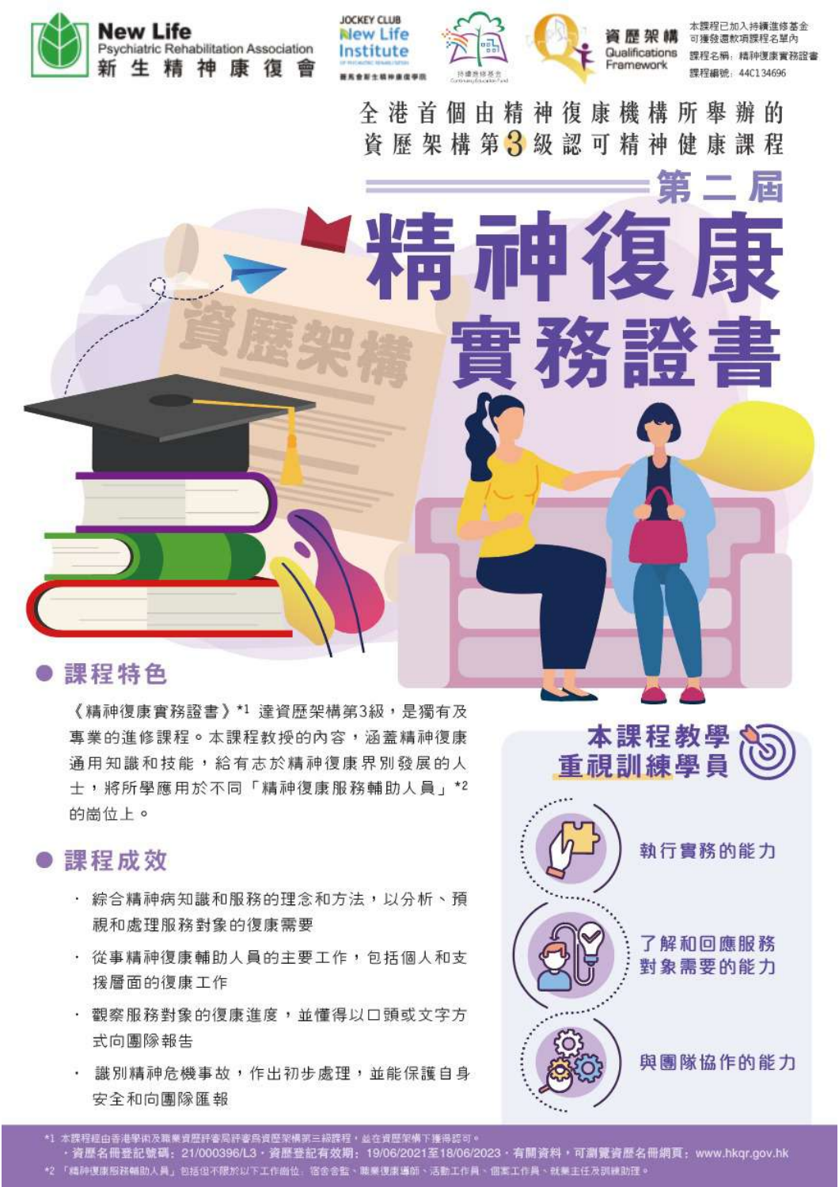New Life Psychiatric Rehabilitation Association 新生精神康復會

JOCKEY CLUB New Life Institute 賽馬會新生精神康復學院

持續進修基金

資歷架構 Qualifications Framework

本課程已加入持續進修基金可獲發還款項課程名單內
課程名稱：精神復康實務證書
課程編號：44C134696

全港首個由精神復康機構所舉辦的
資歷架構第3級認可精神健康課程

第二屆

# 精神復康實務證書

## 課程特色

《精神復康實務證書》*1 達資歷架構第3級，是獨有及專業的進修課程。本課程教授的內容，涵蓋精神復康通用知識和技能，給有志於精神復康界別發展的人士，將所學應用於不同「精神復康服務輔助人員」*2 的崗位上。

## 課程成效

- 綜合精神病知識和服務的理念和方法，以分析、預視和處理服務對象的復康需要
- 從事精神復康輔助人員的主要工作，包括個人和支援層面的復康工作
- 觀察服務對象的復康進度，並懂得以口頭或文字方式向團隊報告
- 識別精神危機事故，作出初步處理，並能保護自身安全和向團隊匯報

## 本課程教學重視訓練學員

- 執行實務的能力
- 了解和回應服務對象需要的能力
- 與團隊協作的能力

*1 本課程經由香港學術及職業資歷評審局評審為資歷架構第三級課程，並在資歷架構下獲得認可。
・資歷名冊登記號碼：21/000396/L3，資歷登記有效期：19/06/2021至18/06/2023，有關資料，可瀏覽資歷名冊網頁：www.hkqr.gov.hk

*2 「精神復康服務輔助人員」包括但不限於以下工作崗位：宿舍舍監、職業復康導師、活動工作員、個案工作員、就業主任及訓練助理。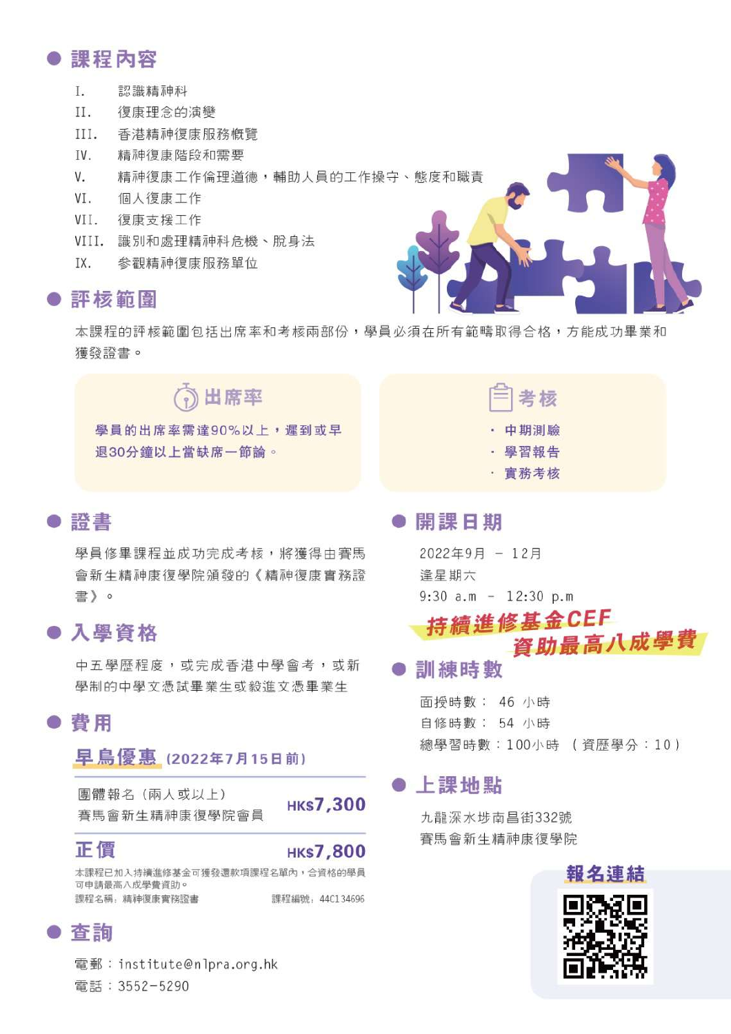## 課程內容

I. 認識精神科
II. 復康理念的演變
III. 香港精神復康服務概覽
IV. 精神復康階段和需要
V. 精神復康工作倫理道德，輔助人員的工作操守、態度和職責
VI. 個人復康工作
VII. 復康支援工作
VIII. 識別和處理精神科危機、脫身法
IX. 參觀精神復康服務單位

## 評核範圍

本課程的評核範圍包括出席率和考核兩部份，學員必須在所有範疇取得合格，方能成功畢業和獲發證書。

### 出席率

**學員的出席率需達90%以上，遲到或早退30分鐘以上當缺席一節論。**

### 考核

- **中期測驗**
- **學習報告**
- **實務考核**

## 證書

學員修畢課程並成功完成考核，將獲得由賽馬會新生精神康復學院頒發的《精神復康實務證書》。

## 入學資格

中五學歷程度，或完成香港中學會考，或新學制的中學文憑試畢業生或毅進文憑畢業生

## 費用

### 早鳥優惠 (2022年7月15日前)

| | |
|---|---|
| 團體報名（兩人或以上）<br>賽馬會新生精神康復學院會員 | **HK$7,300** |

### 正價 **HK$7,800**

本課程已加入持續進修基金可獲發還款項課程名單內，合資格的學員可申請最高八成學費資助。

課程名稱：精神復康實務證書　　課程編號：44C134696

## 查詢

電郵：institute@nlpra.org.hk
電話：3552-5290

## 開課日期

2022年9月 – 12月
逢星期六
9:30 a.m – 12:30 p.m

**持續進修基金CEF 資助最高八成學費**

## 訓練時數

面授時數： 46 小時
自修時數： 54 小時
總學習時數：100小時 （資歷學分：10）

## 上課地點

九龍深水埗南昌街332號
賽馬會新生精神康復學院

**報名連結**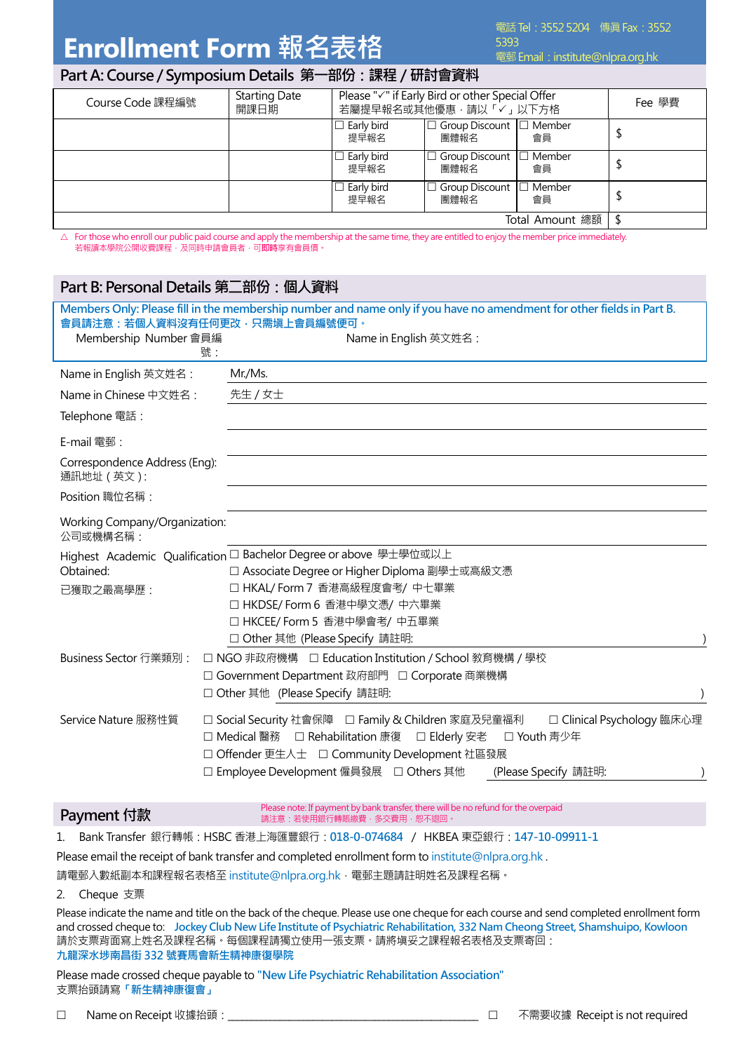# Enrollment Form 報名表格

電話 Tel：3552 5204 傳真 Fax：3552 5393
電郵 Email：institute@nlpra.org.hk

## Part A: Course / Symposium Details 第一部份：課程 / 研討會資料

| Course Code 課程編號 | Starting Date 開課日期 | Please "✓" if Early Bird or other Special Offer 若屬提早報名或其他優惠，請以「✓」以下方格 | | | Fee 學費 |
|---|---|---|---|---|---|
| | | ☐ Early bird 提早報名 | ☐ Group Discount 團體報名 | ☐ Member 會員 | $ |
| | | ☐ Early bird 提早報名 | ☐ Group Discount 團體報名 | ☐ Member 會員 | $ |
| | | ☐ Early bird 提早報名 | ☐ Group Discount 團體報名 | ☐ Member 會員 | $ |
| | | | | Total Amount 總額 | $ |

△ For those who enroll our public paid course and apply the membership at the same time, they are entitled to enjoy the member price immediately.
若報讀本學院公開收費課程，及同時申請會員者，可即時享有會員價。

## Part B: Personal Details 第二部份：個人資料

**Members Only: Please fill in the membership number and name only if you have no amendment for other fields in Part B.**
**會員請注意：若個人資料沒有任何更改，只需填上會員編號便可。**

Membership Number 會員編號：　　　　　　　　Name in English 英文姓名：

Name in English 英文姓名： Mr./Ms.

Name in Chinese 中文姓名： 先生 / 女士

Telephone 電話：

E-mail 電郵：

Correspondence Address (Eng): 通訊地址（英文）:

Position 職位名稱：

Working Company/Organization: 公司或機構名稱：

Highest Academic Qualification Obtained: 已獲取之最高學歷：
- ☐ Bachelor Degree or above 學士學位或以上
- ☐ Associate Degree or Higher Diploma 副學士或高級文憑
- ☐ HKAL/ Form 7 香港高級程度會考/ 中七畢業
- ☐ HKDSE/ Form 6 香港中學文憑/ 中六畢業
- ☐ HKCEE/ Form 5 香港中學會考/ 中五畢業
- ☐ Other 其他 (Please Specify 請註明: )

Business Sector 行業類別：
☐ NGO 非政府機構 ☐ Education Institution / School 教育機構 / 學校
☐ Government Department 政府部門 ☐ Corporate 商業機構
☐ Other 其他 (Please Specify 請註明: )

Service Nature 服務性質
☐ Social Security 社會保障 ☐ Family & Children 家庭及兒童福利 ☐ Clinical Psychology 臨床心理
☐ Medical 醫務 ☐ Rehabilitation 康復 ☐ Elderly 安老 ☐ Youth 青少年
☐ Offender 更生人士 ☐ Community Development 社區發展
☐ Employee Development 僱員發展 ☐ Others 其他 (Please Specify 請註明: )

## Payment 付款

Please note: If payment by bank transfer, there will be no refund for the overpaid
請注意：若使用銀行轉賬繳費，多交費用，恕不退回。

1. Bank Transfer 銀行轉帳：HSBC 香港上海匯豐銀行：018-0-074684 / HKBEA 東亞銀行：147-10-09911-1

Please email the receipt of bank transfer and completed enrollment form to institute@nlpra.org.hk .
請電郵入數紙副本和課程報名表格至 institute@nlpra.org.hk，電郵主題請註明姓名及課程名稱。

2. Cheque 支票

Please indicate the name and title on the back of the cheque. Please use one cheque for each course and send completed enrollment form and crossed cheque to: Jockey Club New Life Institute of Psychiatric Rehabilitation, 332 Nam Cheong Street, Shamshuipo, Kowloon
請於支票背面寫上姓名及課程名稱。每個課程請獨立使用一張支票。請將填妥之課程報名表格及支票寄回：
九龍深水埗南昌街 332 號賽馬會新生精神康復學院

Please made crossed cheque payable to "New Life Psychiatric Rehabilitation Association"
支票抬頭請寫「新生精神康復會」

☐ Name on Receipt 收據抬頭：\_\_\_\_\_\_\_\_\_\_\_\_\_\_\_\_\_\_\_\_\_\_\_\_\_\_\_\_\_\_ ☐ 不需要收據 Receipt is not required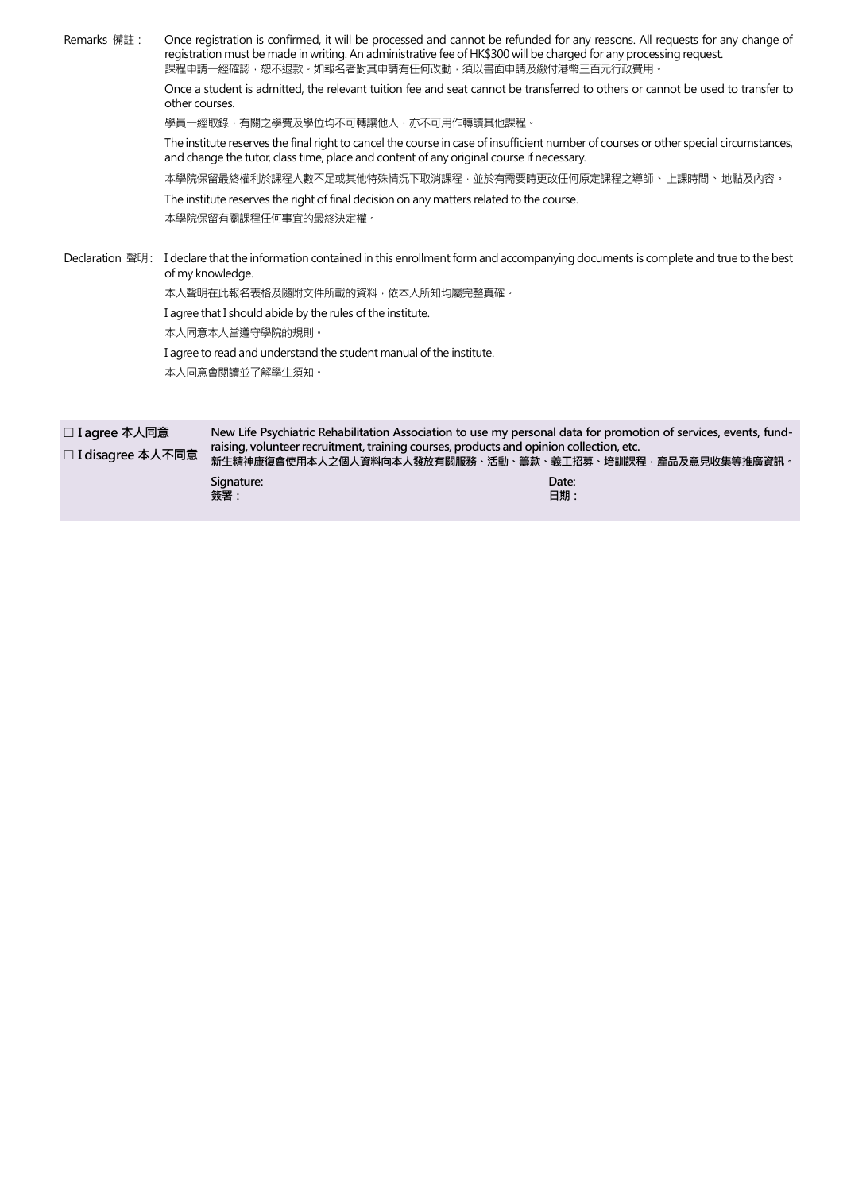Remarks 備註： Once registration is confirmed, it will be processed and cannot be refunded for any reasons. All requests for any change of registration must be made in writing. An administrative fee of HK$300 will be charged for any processing request.
課程申請一經確認，恕不退款。如報名者對其申請有任何改動，須以書面申請及繳付港幣三百元行政費用。

Once a student is admitted, the relevant tuition fee and seat cannot be transferred to others or cannot be used to transfer to other courses.

學員一經取錄，有關之學費及學位均不可轉讓他人，亦不可用作轉讀其他課程。

The institute reserves the final right to cancel the course in case of insufficient number of courses or other special circumstances, and change the tutor, class time, place and content of any original course if necessary.

本學院保留最終權利於課程人數不足或其他特殊情況下取消課程，並於有需要時更改任何原定課程之導師、上課時間、地點及內容。

The institute reserves the right of final decision on any matters related to the course.

本學院保留有關課程任何事宜的最終決定權。

Declaration 聲明： I declare that the information contained in this enrollment form and accompanying documents is complete and true to the best of my knowledge.

本人聲明在此報名表格及隨附文件所載的資料，依本人所知均屬完整真確。

I agree that I should abide by the rules of the institute.

本人同意本人當遵守學院的規則。

I agree to read and understand the student manual of the institute.

本人同意會閱讀並了解學生須知。

**□ I agree 本人同意**
**□ I disagree 本人不同意**

**New Life Psychiatric Rehabilitation Association to use my personal data for promotion of services, events, fund-raising, volunteer recruitment, training courses, products and opinion collection, etc.**
**新生精神康復會使用本人之個人資料向本人發放有關服務、活動、籌款、義工招募、培訓課程，產品及意見收集等推廣資訊。**

**Signature:**
**簽署：** ______________________

**Date:**
**日期：** ______________________